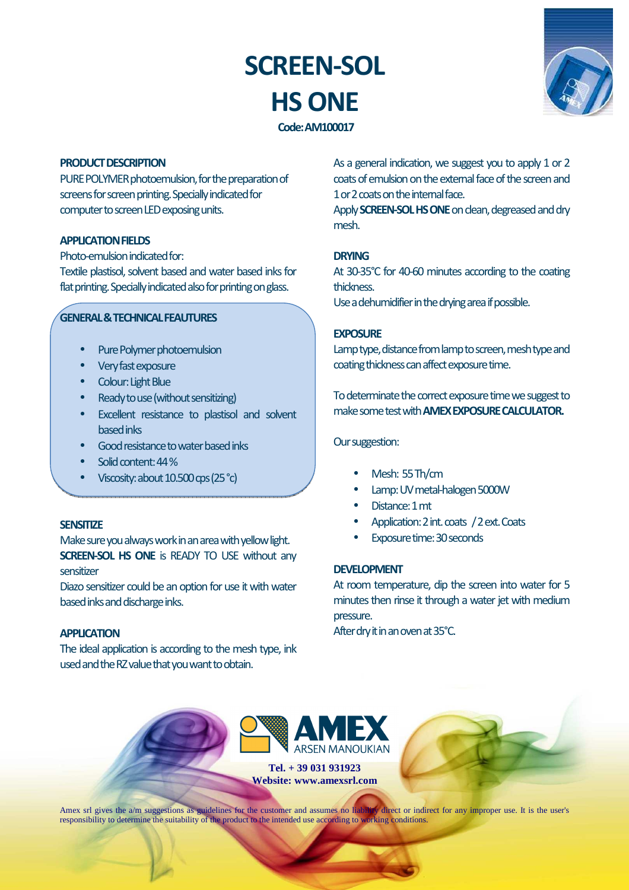# SCREEN-SOL

# HS ONE

**Code: AM100017**

## PRODUCT DESCRIPTION

PURE POLYMER photoemulsion, for the preparation of screens for screen printing. Specially indicated for computer to screen LED exposing units.

## APPLICATION FIELDS

Photo-emulsion indicated for:

Textile plastisol, solvent based and water based inks for flat printing. Specially indicated also for printing on glass.

## GENERAL & TECHNICAL FEAUTURES

- Pure Polymer photoemulsion
- Very fast exposure
- Colour: Light Blue
- Ready to use (without sensitizing)
- Excellent resistance to plastisol and solvent based inks
- Good resistance to water based inks
- Solid content: 44 %
- Viscosity: about 10.500 cps (25 °c)

## SENSITIZE

Make sure you always work in an area with yellow light.

**SCREEN-SOL HS ONE** is READY TO USE without any sensitizer

Diazo sensitizer could be an option for use it with water based inks and discharge inks.

## APPLICATION

The ideal application is according to the mesh type, ink used and the RZ value that you want to obtain.

As a general indication, we suggest you to apply 1 or 2 coats of emulsion on the external face of the screen and 1 or 2 coats on the internal face.

Apply **SCREEN-SOL HS ONE** on clean, degreased and dry mesh.

## DRYING

At 30-35°C for 40-60 minutes according to the coating thickness.

Use a dehumidifier in the drying area if possible.

## EXPOSURE

Lamp type, distance from lamp to screen, mesh type and coating thickness can affect exposure time.

To determinate the correct exposure time we suggest to make some test with **AMEX EXPOSURE CALCULATOR.**

Our suggestion:

- Mesh: 55 Th/cm
- Lamp: UV metal-halogen 5000W
- Distance: 1 mt
- Application: 2 int. coats / 2 ext. Coats
- Exposure time: 30 seconds

## DEVELOPMENT

At room temperature, dip the screen into water for 5 minutes then rinse it through a water jet with medium pressure.

After dry it in an oven at 35°C.

AMEX ARSEN MANOUKIAN

**Tel. + 39 031 931923**
**Website: www.amexsrl.com**

Amex srl gives the a/m suggestions as guidelines for the customer and assumes no liability direct or indirect for any improper use. It is the user's responsibility to determine the suitability of the product to the intended use according to working conditions.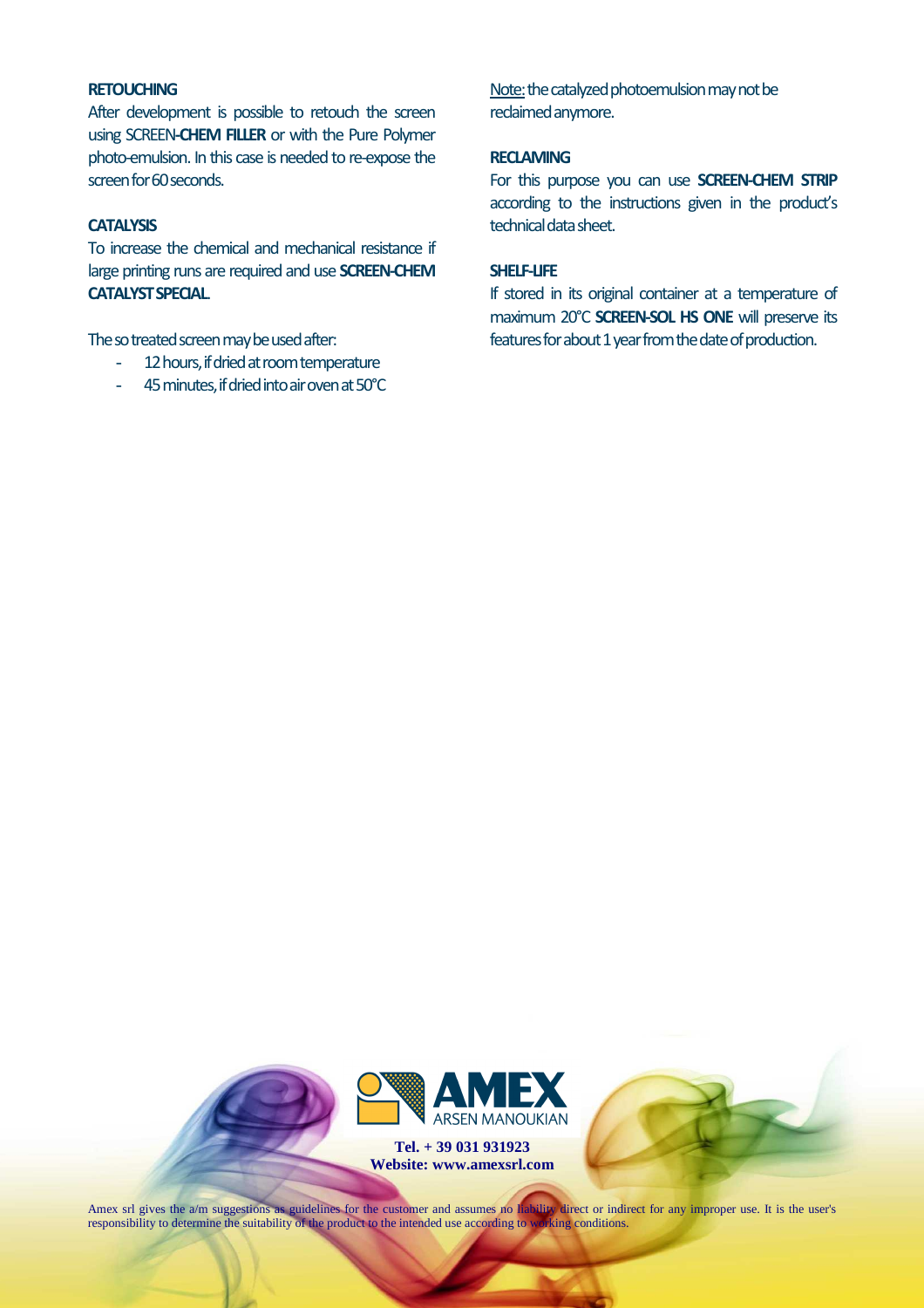## RETOUCHING

After development is possible to retouch the screen using SCREEN-**CHEM FILLER** or with the Pure Polymer photo-emulsion. In this case is needed to re-expose the screen for 60 seconds.

## CATALYSIS

To increase the chemical and mechanical resistance if large printing runs are required and use **SCREEN-CHEM CATALYST SPECIAL**.

The so treated screen may be used after:

- 12 hours, if dried at room temperature
- 45 minutes, if dried into air oven at 50°C

Note: the catalyzed photoemulsion may not be reclaimed anymore.

## RECLAMING

For this purpose you can use **SCREEN-CHEM STRIP** according to the instructions given in the product's technical data sheet.

## SHELF-LIFE

If stored in its original container at a temperature of maximum 20°C **SCREEN-SOL HS ONE** will preserve its features for about 1 year from the date of production.

AMEX ARSEN MANOUKIAN

**Tel. + 39 031 931923**
**Website: www.amexsrl.com**

Amex srl gives the a/m suggestions as guidelines for the customer and assumes no liability direct or indirect for any improper use. It is the user's responsibility to determine the suitability of the product to the intended use according to working conditions.